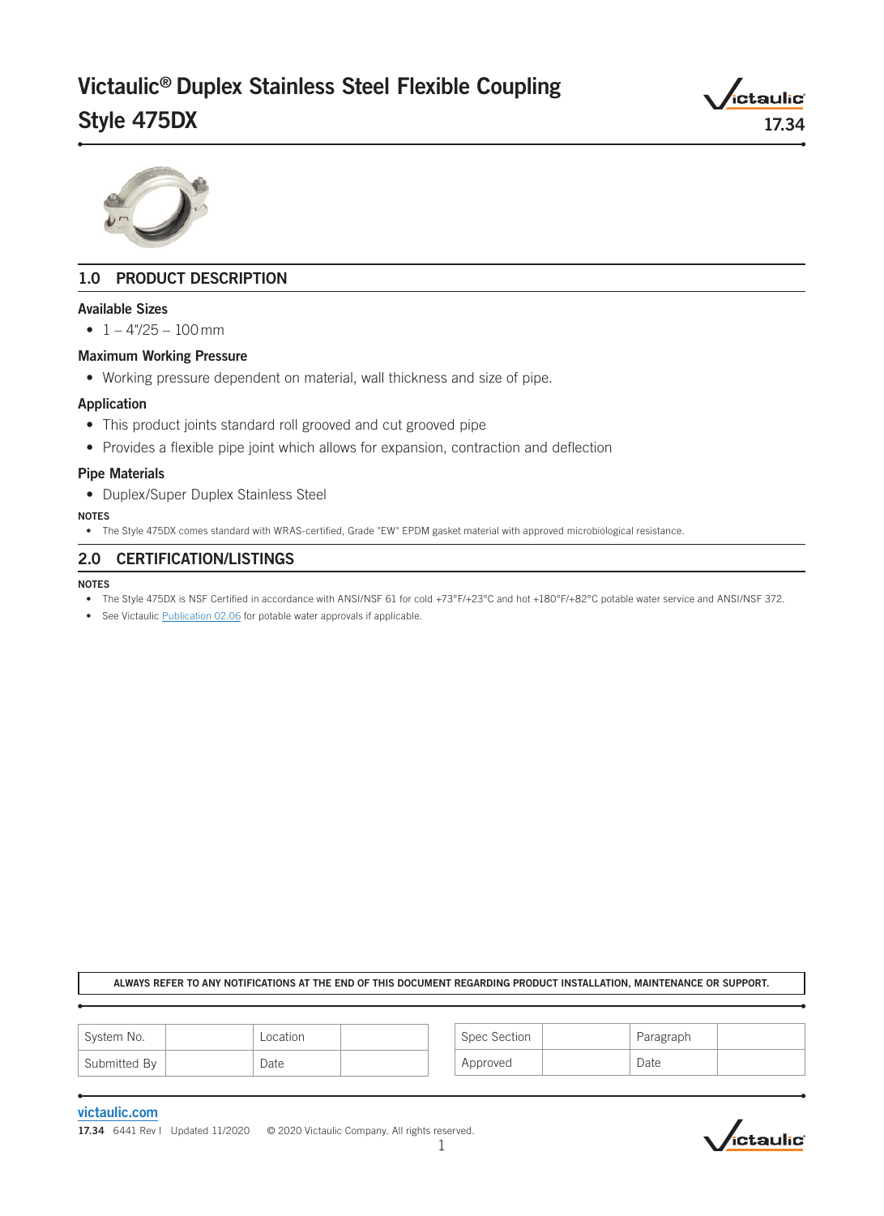# Victaulic® Duplex Stainless Steel Flexible Coupling Style 475DX

17.34

## 1.0 PRODUCT DESCRIPTION

### Available Sizes

- 1 – 4"/25 – 100 mm

### Maximum Working Pressure

- Working pressure dependent on material, wall thickness and size of pipe.

### Application

- This product joints standard roll grooved and cut grooved pipe
- Provides a flexible pipe joint which allows for expansion, contraction and deflection

### Pipe Materials

- Duplex/Super Duplex Stainless Steel

**NOTES**

- The Style 475DX comes standard with WRAS-certified, Grade "EW" EPDM gasket material with approved microbiological resistance.

## 2.0 CERTIFICATION/LISTINGS

**NOTES**

- The Style 475DX is NSF Certified in accordance with ANSI/NSF 61 for cold +73°F/+23°C and hot +180°F/+82°C potable water service and ANSI/NSF 372.
- See Victaulic Publication 02.06 for potable water approvals if applicable.

**ALWAYS REFER TO ANY NOTIFICATIONS AT THE END OF THIS DOCUMENT REGARDING PRODUCT INSTALLATION, MAINTENANCE OR SUPPORT.**

| System No. | | Location | |
|---|---|---|---|
| Submitted By | | Date | |

| Spec Section | | Paragraph | |
|---|---|---|---|
| Approved | | Date | |

victaulic.com

17.34 6441 Rev I Updated 11/2020 © 2020 Victaulic Company. All rights reserved.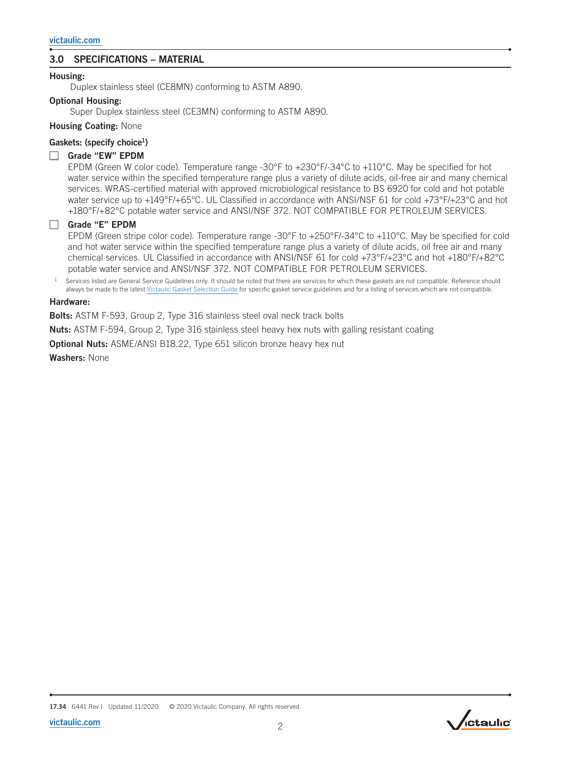## 3.0 SPECIFICATIONS – MATERIAL

**Housing:**
Duplex stainless steel (CE8MN) conforming to ASTM A890.

**Optional Housing:**
Super Duplex stainless steel (CE3MN) conforming to ASTM A890.

**Housing Coating:** None

**Gaskets: (specify choice[1])**

☐ **Grade "EW" EPDM**
EPDM (Green W color code). Temperature range -30°F to +230°F/-34°C to +110°C. May be specified for hot water service within the specified temperature range plus a variety of dilute acids, oil-free air and many chemical services. WRAS-certified material with approved microbiological resistance to BS 6920 for cold and hot potable water service up to +149°F/+65°C. UL Classified in accordance with ANSI/NSF 61 for cold +73°F/+23°C and hot +180°F/+82°C potable water service and ANSI/NSF 372. NOT COMPATIBLE FOR PETROLEUM SERVICES.

☐ **Grade "E" EPDM**
EPDM (Green stripe color code). Temperature range -30°F to +250°F/-34°C to +110°C. May be specified for cold and hot water service within the specified temperature range plus a variety of dilute acids, oil free air and many chemical services. UL Classified in accordance with ANSI/NSF 61 for cold +73°F/+23°C and hot +180°F/+82°C potable water service and ANSI/NSF 372. NOT COMPATIBLE FOR PETROLEUM SERVICES.

[1] Services listed are General Service Guidelines only. It should be noted that there are services for which these gaskets are not compatible. Reference should always be made to the latest Victaulic Gasket Selection Guide for specific gasket service guidelines and for a listing of services which are not compatible.

**Hardware:**

**Bolts:** ASTM F-593, Group 2, Type 316 stainless steel oval neck track bolts

**Nuts:** ASTM F-594, Group 2, Type 316 stainless steel heavy hex nuts with galling resistant coating

**Optional Nuts:** ASME/ANSI B18.22, Type 651 silicon bronze heavy hex nut

**Washers:** None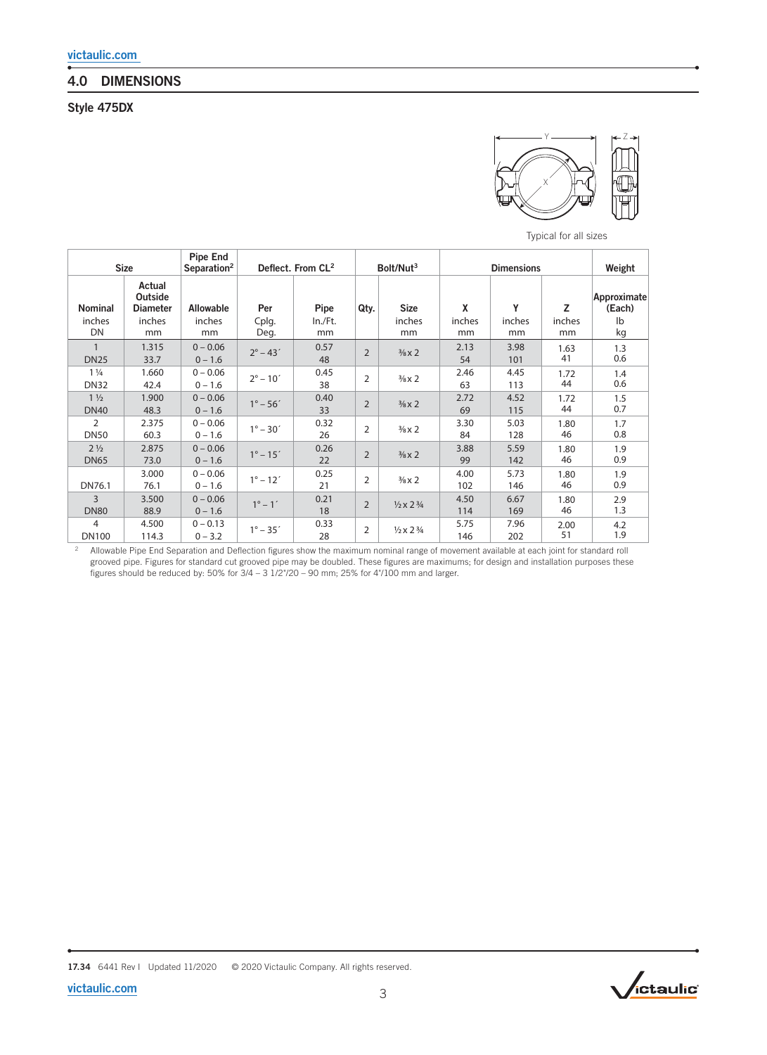## 4.0 DIMENSIONS

### Style 475DX

Typical for all sizes

| Size | | Pipe End Separation[2] | Deflect. From CL[2] | | Bolt/Nut[3] | | Dimensions | | | Weight |
|---|---|---|---|---|---|---|---|---|---|---|
| Nominal inches DN | Actual Outside Diameter inches mm | Allowable inches mm | Per Cplg. Deg. | Pipe In./Ft. mm | Qty. | Size inches mm | X inches mm | Y inches mm | Z inches mm | Approximate (Each) lb kg |
| 1 DN25 | 1.315 33.7 | 0 – 0.06 0 – 1.6 | 2° – 43´ | 0.57 48 | 2 | ⅜ x 2 | 2.13 54 | 3.98 101 | 1.63 41 | 1.3 0.6 |
| 1 ¼ DN32 | 1.660 42.4 | 0 – 0.06 0 – 1.6 | 2° – 10´ | 0.45 38 | 2 | ⅜ x 2 | 2.46 63 | 4.45 113 | 1.72 44 | 1.4 0.6 |
| 1 ½ DN40 | 1.900 48.3 | 0 – 0.06 0 – 1.6 | 1° – 56´ | 0.40 33 | 2 | ⅜ x 2 | 2.72 69 | 4.52 115 | 1.72 44 | 1.5 0.7 |
| 2 DN50 | 2.375 60.3 | 0 – 0.06 0 – 1.6 | 1° – 30´ | 0.32 26 | 2 | ⅜ x 2 | 3.30 84 | 5.03 128 | 1.80 46 | 1.7 0.8 |
| 2 ½ DN65 | 2.875 73.0 | 0 – 0.06 0 – 1.6 | 1° – 15´ | 0.26 22 | 2 | ⅜ x 2 | 3.88 99 | 5.59 142 | 1.80 46 | 1.9 0.9 |
| DN76.1 | 3.000 76.1 | 0 – 0.06 0 – 1.6 | 1° – 12´ | 0.25 21 | 2 | ⅜ x 2 | 4.00 102 | 5.73 146 | 1.80 46 | 1.9 0.9 |
| 3 DN80 | 3.500 88.9 | 0 – 0.06 0 – 1.6 | 1° – 1´ | 0.21 18 | 2 | ½ x 2 ¾ | 4.50 114 | 6.67 169 | 1.80 46 | 2.9 1.3 |
| 4 DN100 | 4.500 114.3 | 0 – 0.13 0 – 3.2 | 1° – 35´ | 0.33 28 | 2 | ½ x 2 ¾ | 5.75 146 | 7.96 202 | 2.00 51 | 4.2 1.9 |

[2] Allowable Pipe End Separation and Deflection figures show the maximum nominal range of movement available at each joint for standard roll grooved pipe. Figures for standard cut grooved pipe may be doubled. These figures are maximums; for design and installation purposes these figures should be reduced by: 50% for 3/4 – 3 1/2"/20 – 90 mm; 25% for 4"/100 mm and larger.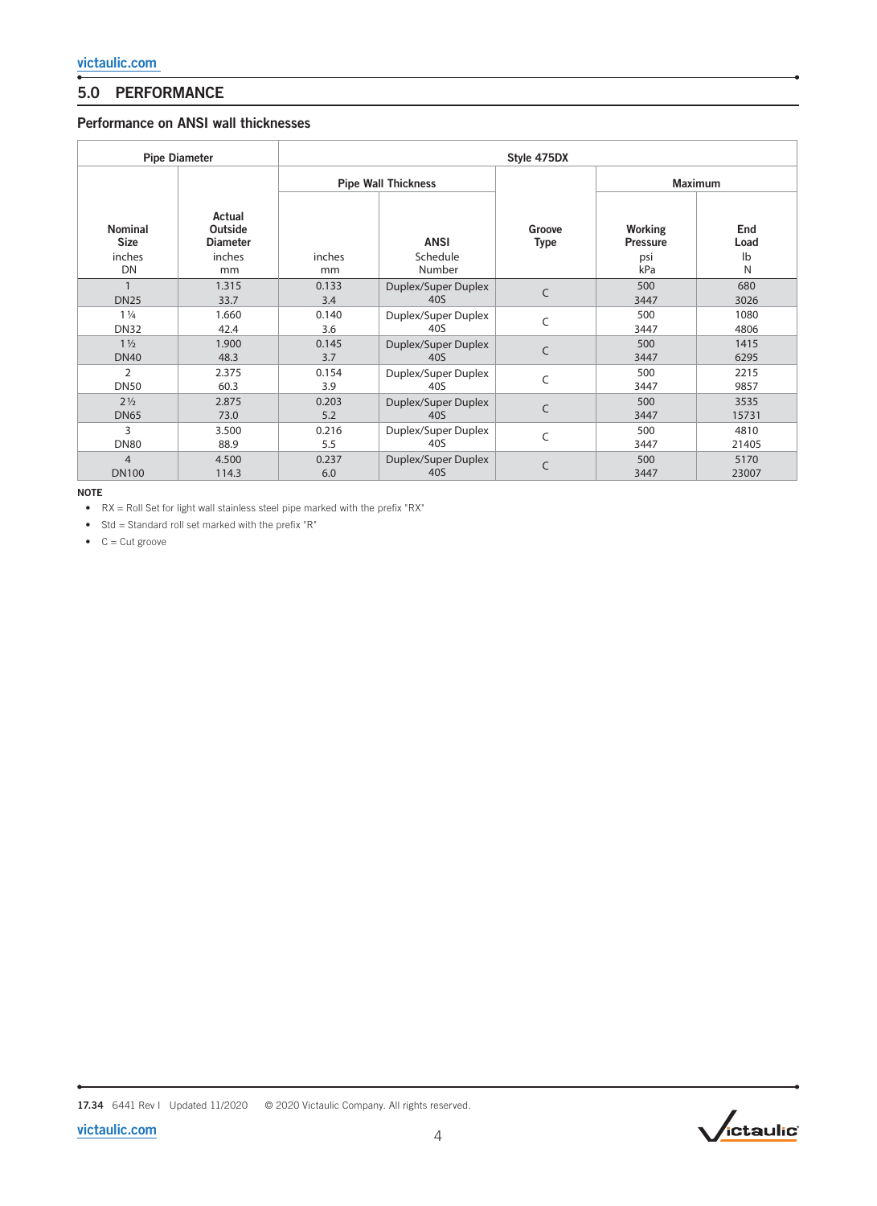## 5.0 PERFORMANCE

### Performance on ANSI wall thicknesses

| Pipe Diameter | | Style 475DX | | | | |
|---|---|---|---|---|---|---|
| | | Pipe Wall Thickness | | | Maximum | |
| **Nominal Size** inches DN | **Actual Outside Diameter** inches mm | inches mm | **ANSI** Schedule Number | **Groove Type** | **Working Pressure** psi kPa | **End Load** lb N |
| 1 DN25 | 1.315 33.7 | 0.133 3.4 | Duplex/Super Duplex 40S | C | 500 3447 | 680 3026 |
| 1 ¼ DN32 | 1.660 42.4 | 0.140 3.6 | Duplex/Super Duplex 40S | C | 500 3447 | 1080 4806 |
| 1 ½ DN40 | 1.900 48.3 | 0.145 3.7 | Duplex/Super Duplex 40S | C | 500 3447 | 1415 6295 |
| 2 DN50 | 2.375 60.3 | 0.154 3.9 | Duplex/Super Duplex 40S | C | 500 3447 | 2215 9857 |
| 2 ½ DN65 | 2.875 73.0 | 0.203 5.2 | Duplex/Super Duplex 40S | C | 500 3447 | 3535 15731 |
| 3 DN80 | 3.500 88.9 | 0.216 5.5 | Duplex/Super Duplex 40S | C | 500 3447 | 4810 21405 |
| 4 DN100 | 4.500 114.3 | 0.237 6.0 | Duplex/Super Duplex 40S | C | 500 3447 | 5170 23007 |

**NOTE**

- RX = Roll Set for light wall stainless steel pipe marked with the prefix "RX"
- Std = Standard roll set marked with the prefix "R"
- C = Cut groove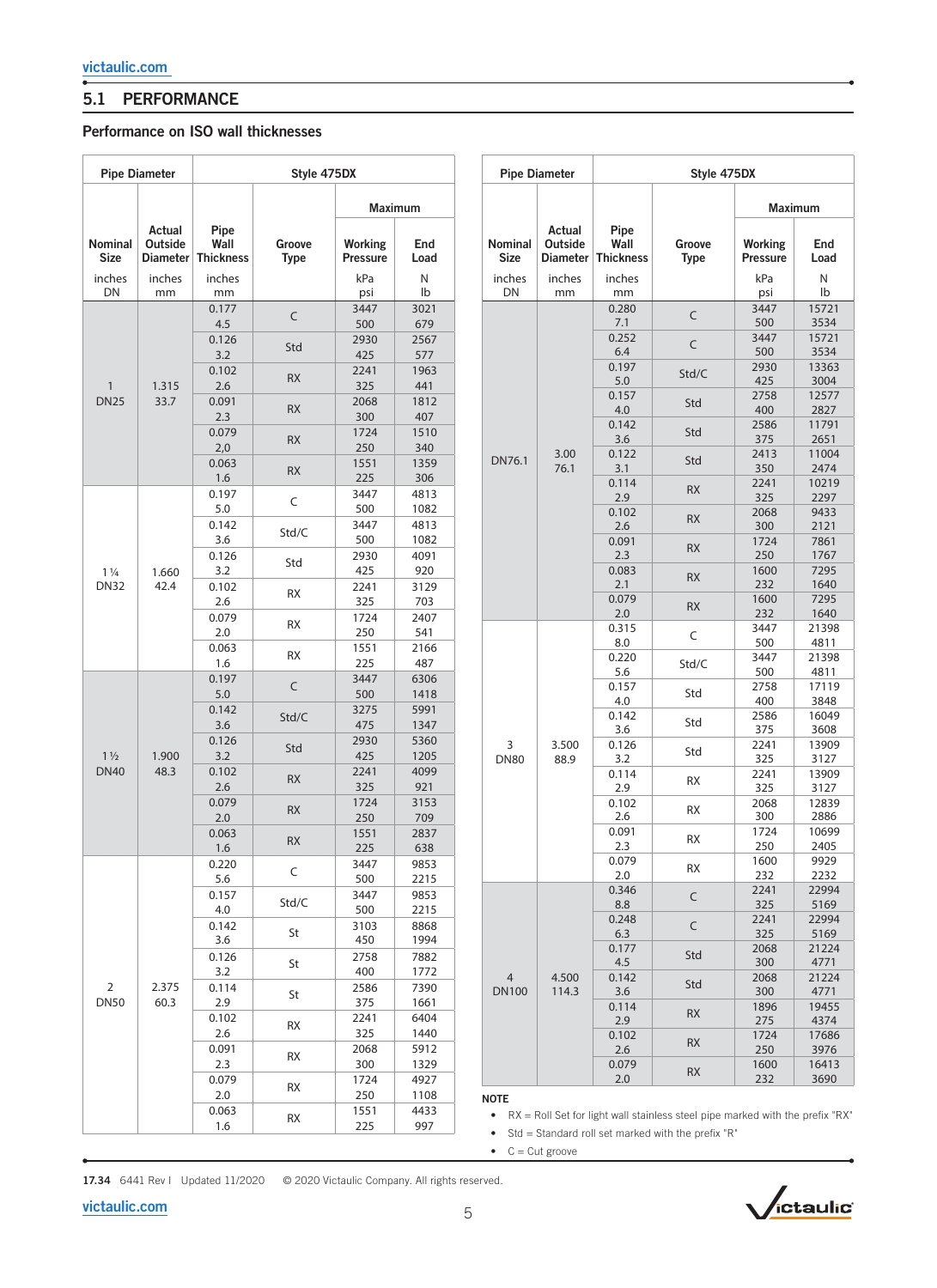## 5.1 PERFORMANCE

### Performance on ISO wall thicknesses

| Pipe Diameter | | Style 475DX | | | |
|---|---|---|---|---|---|
| | | | | Maximum | |
| Nominal Size | Actual Outside Diameter | Pipe Wall Thickness | Groove Type | Working Pressure | End Load |
| inches DN | inches mm | inches mm | | kPa psi | N lb |
| 1 DN25 | 1.315 33.7 | 0.177 4.5 | C | 3447 500 | 3021 679 |
| | | 0.126 3.2 | Std | 2930 425 | 2567 577 |
| | | 0.102 2.6 | RX | 2241 325 | 1963 441 |
| | | 0.091 2.3 | RX | 2068 300 | 1812 407 |
| | | 0.079 2,0 | RX | 1724 250 | 1510 340 |
| | | 0.063 1.6 | RX | 1551 225 | 1359 306 |
| 1 ¼ DN32 | 1.660 42.4 | 0.197 5.0 | C | 3447 500 | 4813 1082 |
| | | 0.142 3.6 | Std/C | 3447 500 | 4813 1082 |
| | | 0.126 3.2 | Std | 2930 425 | 4091 920 |
| | | 0.102 2.6 | RX | 2241 325 | 3129 703 |
| | | 0.079 2.0 | RX | 1724 250 | 2407 541 |
| | | 0.063 1.6 | RX | 1551 225 | 2166 487 |
| 1 ½ DN40 | 1.900 48.3 | 0.197 5.0 | C | 3447 500 | 6306 1418 |
| | | 0.142 3.6 | Std/C | 3275 475 | 5991 1347 |
| | | 0.126 3.2 | Std | 2930 425 | 5360 1205 |
| | | 0.102 2.6 | RX | 2241 325 | 4099 921 |
| | | 0.079 2.0 | RX | 1724 250 | 3153 709 |
| | | 0.063 1.6 | RX | 1551 225 | 2837 638 |
| 2 DN50 | 2.375 60.3 | 0.220 5.6 | C | 3447 500 | 9853 2215 |
| | | 0.157 4.0 | Std/C | 3447 500 | 9853 2215 |
| | | 0.142 3.6 | St | 3103 450 | 8868 1994 |
| | | 0.126 3.2 | St | 2758 400 | 7882 1772 |
| | | 0.114 2.9 | St | 2586 375 | 7390 1661 |
| | | 0.102 2.6 | RX | 2241 325 | 6404 1440 |
| | | 0.091 2.3 | RX | 2068 300 | 5912 1329 |
| | | 0.079 2.0 | RX | 1724 250 | 4927 1108 |
| | | 0.063 1.6 | RX | 1551 225 | 4433 997 |

| Pipe Diameter | | Style 475DX | | | |
|---|---|---|---|---|---|
| | | | | Maximum | |
| Nominal Size | Actual Outside Diameter | Pipe Wall Thickness | Groove Type | Working Pressure | End Load |
| inches DN | inches mm | inches mm | | kPa psi | N lb |
| DN76.1 | 3.00 76.1 | 0.280 7.1 | C | 3447 500 | 15721 3534 |
| | | 0.252 6.4 | C | 3447 500 | 15721 3534 |
| | | 0.197 5.0 | Std/C | 2930 425 | 13363 3004 |
| | | 0.157 4.0 | Std | 2758 400 | 12577 2827 |
| | | 0.142 3.6 | Std | 2586 375 | 11791 2651 |
| | | 0.122 3.1 | Std | 2413 350 | 11004 2474 |
| | | 0.114 2.9 | RX | 2241 325 | 10219 2297 |
| | | 0.102 2.6 | RX | 2068 300 | 9433 2121 |
| | | 0.091 2.3 | RX | 1724 250 | 7861 1767 |
| | | 0.083 2.1 | RX | 1600 232 | 7295 1640 |
| | | 0.079 2.0 | RX | 1600 232 | 7295 1640 |
| 3 DN80 | 3.500 88.9 | 0.315 8.0 | C | 3447 500 | 21398 4811 |
| | | 0.220 5.6 | Std/C | 3447 500 | 21398 4811 |
| | | 0.157 4.0 | Std | 2758 400 | 17119 3848 |
| | | 0.142 3.6 | Std | 2586 375 | 16049 3608 |
| | | 0.126 3.2 | Std | 2241 325 | 13909 3127 |
| | | 0.114 2.9 | RX | 2241 325 | 13909 3127 |
| | | 0.102 2.6 | RX | 2068 300 | 12839 2886 |
| | | 0.091 2.3 | RX | 1724 250 | 10699 2405 |
| | | 0.079 2.0 | RX | 1600 232 | 9929 2232 |
| 4 DN100 | 4.500 114.3 | 0.346 8.8 | C | 2241 325 | 22994 5169 |
| | | 0.248 6.3 | C | 2241 325 | 22994 5169 |
| | | 0.177 4.5 | Std | 2068 300 | 21224 4771 |
| | | 0.142 3.6 | Std | 2068 300 | 21224 4771 |
| | | 0.114 2.9 | RX | 1896 275 | 19455 4374 |
| | | 0.102 2.6 | RX | 1724 250 | 17686 3976 |
| | | 0.079 2.0 | RX | 1600 232 | 16413 3690 |

**NOTE**

- RX = Roll Set for light wall stainless steel pipe marked with the prefix "RX"
- Std = Standard roll set marked with the prefix "R"
- C = Cut groove

17.34 6441 Rev I Updated 11/2020 © 2020 Victaulic Company. All rights reserved.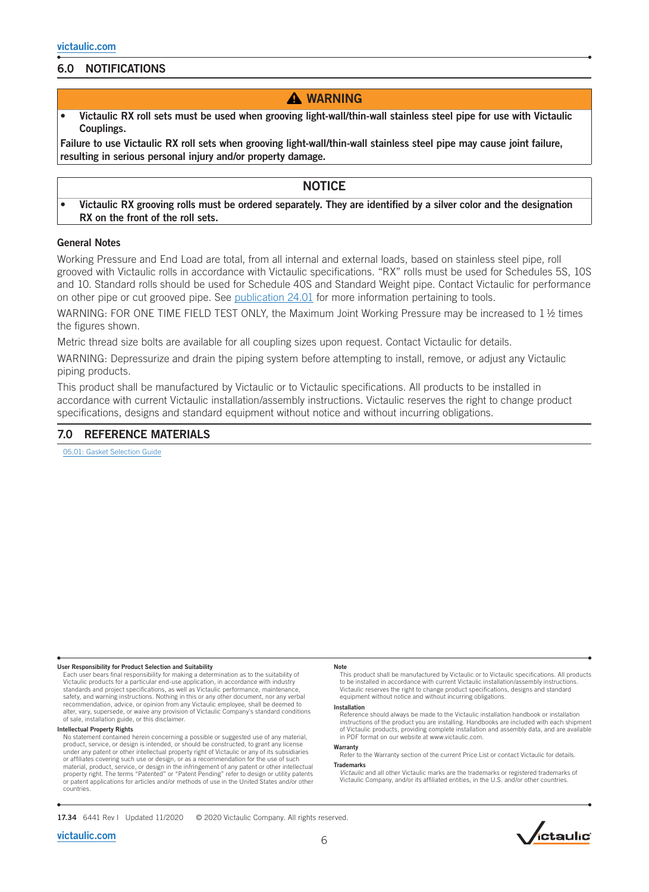## 6.0 NOTIFICATIONS

**⚠ WARNING**

- **Victaulic RX roll sets must be used when grooving light-wall/thin-wall stainless steel pipe for use with Victaulic Couplings.**

**Failure to use Victaulic RX roll sets when grooving light-wall/thin-wall stainless steel pipe may cause joint failure, resulting in serious personal injury and/or property damage.**

**NOTICE**

- **Victaulic RX grooving rolls must be ordered separately. They are identified by a silver color and the designation RX on the front of the roll sets.**

### General Notes

Working Pressure and End Load are total, from all internal and external loads, based on stainless steel pipe, roll grooved with Victaulic rolls in accordance with Victaulic specifications. "RX" rolls must be used for Schedules 5S, 10S and 10. Standard rolls should be used for Schedule 40S and Standard Weight pipe. Contact Victaulic for performance on other pipe or cut grooved pipe. See publication 24.01 for more information pertaining to tools.

WARNING: FOR ONE TIME FIELD TEST ONLY, the Maximum Joint Working Pressure may be increased to 1 ½ times the figures shown.

Metric thread size bolts are available for all coupling sizes upon request. Contact Victaulic for details.

WARNING: Depressurize and drain the piping system before attempting to install, remove, or adjust any Victaulic piping products.

This product shall be manufactured by Victaulic or to Victaulic specifications. All products to be installed in accordance with current Victaulic installation/assembly instructions. Victaulic reserves the right to change product specifications, designs and standard equipment without notice and without incurring obligations.

## 7.0 REFERENCE MATERIALS

05.01: Gasket Selection Guide

**User Responsibility for Product Selection and Suitability**

Each user bears final responsibility for making a determination as to the suitability of Victaulic products for a particular end-use application, in accordance with industry standards and project specifications, as well as Victaulic performance, maintenance, safety, and warning instructions. Nothing in this or any other document, nor any verbal recommendation, advice, or opinion from any Victaulic employee, shall be deemed to alter, vary, supersede, or waive any provision of Victaulic Company's standard conditions of sale, installation guide, or this disclaimer.

**Intellectual Property Rights**

No statement contained herein concerning a possible or suggested use of any material, product, service, or design is intended, or should be constructed, to grant any license under any patent or other intellectual property right of Victaulic or any of its subsidiaries or affiliates covering such use or design, or as a recommendation for the use of such material, product, service, or design in the infringement of any patent or other intellectual property right. The terms "Patented" or "Patent Pending" refer to design or utility patents or patent applications for articles and/or methods of use in the United States and/or other countries.

**Note**

This product shall be manufactured by Victaulic or to Victaulic specifications. All products to be installed in accordance with current Victaulic installation/assembly instructions. Victaulic reserves the right to change product specifications, designs and standard equipment without notice and without incurring obligations.

**Installation**

Reference should always be made to the Victaulic installation handbook or installation instructions of the product you are installing. Handbooks are included with each shipment of Victaulic products, providing complete installation and assembly data, and are available in PDF format on our website at www.victaulic.com.

**Warranty**

Refer to the Warranty section of the current Price List or contact Victaulic for details.

**Trademarks**

*Victaulic* and all other Victaulic marks are the trademarks or registered trademarks of Victaulic Company, and/or its affiliated entities, in the U.S. and/or other countries.

**17.34** 6441 Rev I Updated 11/2020 © 2020 Victaulic Company. All rights reserved.